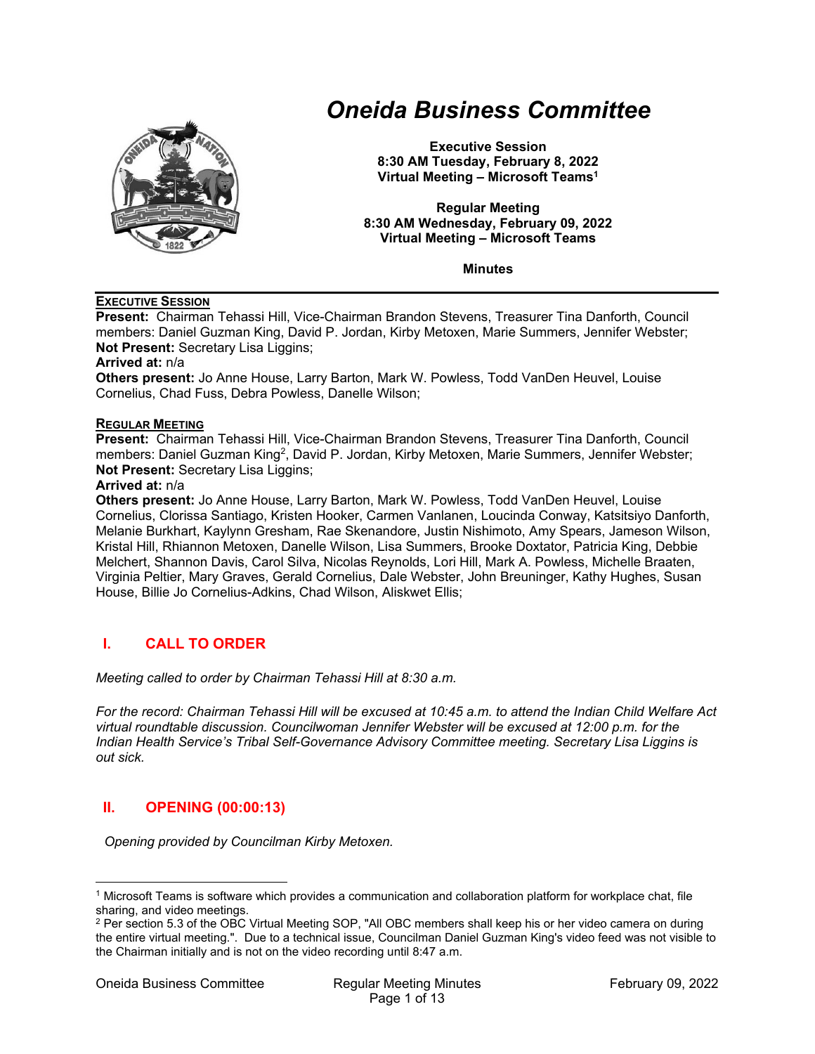# Oneida Business Committee

**Executive Session**
**8:30 AM Tuesday, February 8, 2022**
**Virtual Meeting – Microsoft Teams[1]**

**Regular Meeting**
**8:30 AM Wednesday, February 09, 2022**
**Virtual Meeting – Microsoft Teams**

**Minutes**

---

**EXECUTIVE SESSION**

**Present:** Chairman Tehassi Hill, Vice-Chairman Brandon Stevens, Treasurer Tina Danforth, Council members: Daniel Guzman King, David P. Jordan, Kirby Metoxen, Marie Summers, Jennifer Webster;
**Not Present:** Secretary Lisa Liggins;
**Arrived at:** n/a
**Others present:** Jo Anne House, Larry Barton, Mark W. Powless, Todd VanDen Heuvel, Louise Cornelius, Chad Fuss, Debra Powless, Danelle Wilson;

**REGULAR MEETING**

**Present:** Chairman Tehassi Hill, Vice-Chairman Brandon Stevens, Treasurer Tina Danforth, Council members: Daniel Guzman King[2], David P. Jordan, Kirby Metoxen, Marie Summers, Jennifer Webster;
**Not Present:** Secretary Lisa Liggins;
**Arrived at:** n/a
**Others present:** Jo Anne House, Larry Barton, Mark W. Powless, Todd VanDen Heuvel, Louise Cornelius, Clorissa Santiago, Kristen Hooker, Carmen Vanlanen, Loucinda Conway, Katsitsiyo Danforth, Melanie Burkhart, Kaylynn Gresham, Rae Skenandore, Justin Nishimoto, Amy Spears, Jameson Wilson, Kristal Hill, Rhiannon Metoxen, Danelle Wilson, Lisa Summers, Brooke Doxtator, Patricia King, Debbie Melchert, Shannon Davis, Carol Silva, Nicolas Reynolds, Lori Hill, Mark A. Powless, Michelle Braaten, Virginia Peltier, Mary Graves, Gerald Cornelius, Dale Webster, John Breuninger, Kathy Hughes, Susan House, Billie Jo Cornelius-Adkins, Chad Wilson, Aliskwet Ellis;

## I. CALL TO ORDER

*Meeting called to order by Chairman Tehassi Hill at 8:30 a.m.*

*For the record: Chairman Tehassi Hill will be excused at 10:45 a.m. to attend the Indian Child Welfare Act virtual roundtable discussion. Councilwoman Jennifer Webster will be excused at 12:00 p.m. for the Indian Health Service's Tribal Self-Governance Advisory Committee meeting. Secretary Lisa Liggins is out sick.*

## II. OPENING (00:00:13)

*Opening provided by Councilman Kirby Metoxen.*

---

[1] Microsoft Teams is software which provides a communication and collaboration platform for workplace chat, file sharing, and video meetings.

[2] Per section 5.3 of the OBC Virtual Meeting SOP, "All OBC members shall keep his or her video camera on during the entire virtual meeting.". Due to a technical issue, Councilman Daniel Guzman King's video feed was not visible to the Chairman initially and is not on the video recording until 8:47 a.m.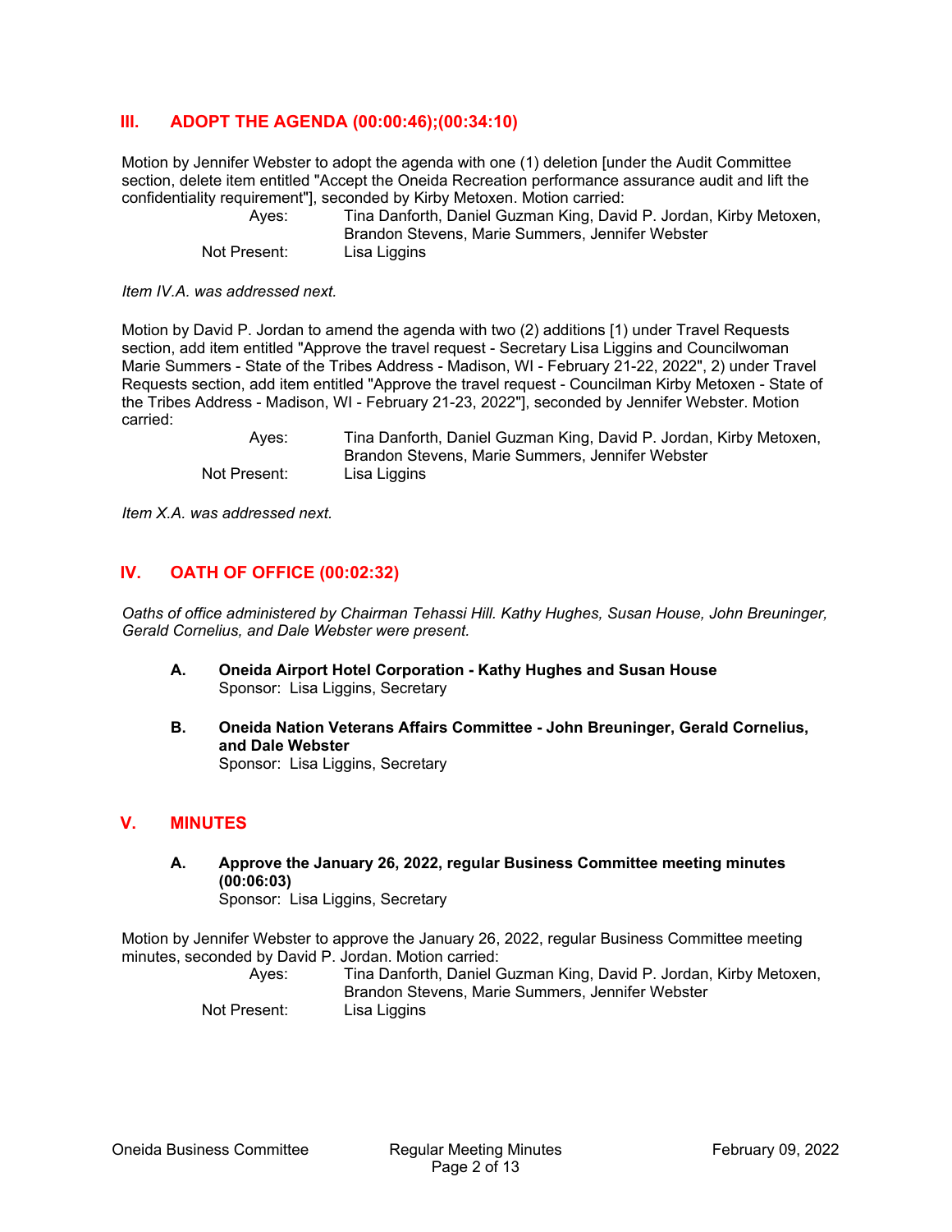## III. ADOPT THE AGENDA (00:00:46);(00:34:10)

Motion by Jennifer Webster to adopt the agenda with one (1) deletion [under the Audit Committee section, delete item entitled "Accept the Oneida Recreation performance assurance audit and lift the confidentiality requirement"], seconded by Kirby Metoxen. Motion carried:

| | |
|---|---|
| Ayes: | Tina Danforth, Daniel Guzman King, David P. Jordan, Kirby Metoxen, Brandon Stevens, Marie Summers, Jennifer Webster |
| Not Present: | Lisa Liggins |

*Item IV.A. was addressed next.*

Motion by David P. Jordan to amend the agenda with two (2) additions [1) under Travel Requests section, add item entitled "Approve the travel request - Secretary Lisa Liggins and Councilwoman Marie Summers - State of the Tribes Address - Madison, WI - February 21-22, 2022", 2) under Travel Requests section, add item entitled "Approve the travel request - Councilman Kirby Metoxen - State of the Tribes Address - Madison, WI - February 21-23, 2022"], seconded by Jennifer Webster. Motion carried:

| | |
|---|---|
| Ayes: | Tina Danforth, Daniel Guzman King, David P. Jordan, Kirby Metoxen, Brandon Stevens, Marie Summers, Jennifer Webster |
| Not Present: | Lisa Liggins |

*Item X.A. was addressed next.*

## IV. OATH OF OFFICE (00:02:32)

*Oaths of office administered by Chairman Tehassi Hill. Kathy Hughes, Susan House, John Breuninger, Gerald Cornelius, and Dale Webster were present.*

**A. Oneida Airport Hotel Corporation - Kathy Hughes and Susan House**
Sponsor: Lisa Liggins, Secretary

**B. Oneida Nation Veterans Affairs Committee - John Breuninger, Gerald Cornelius, and Dale Webster**
Sponsor: Lisa Liggins, Secretary

## V. MINUTES

**A. Approve the January 26, 2022, regular Business Committee meeting minutes (00:06:03)**
Sponsor: Lisa Liggins, Secretary

Motion by Jennifer Webster to approve the January 26, 2022, regular Business Committee meeting minutes, seconded by David P. Jordan. Motion carried:

| | |
|---|---|
| Ayes: | Tina Danforth, Daniel Guzman King, David P. Jordan, Kirby Metoxen, Brandon Stevens, Marie Summers, Jennifer Webster |
| Not Present: | Lisa Liggins |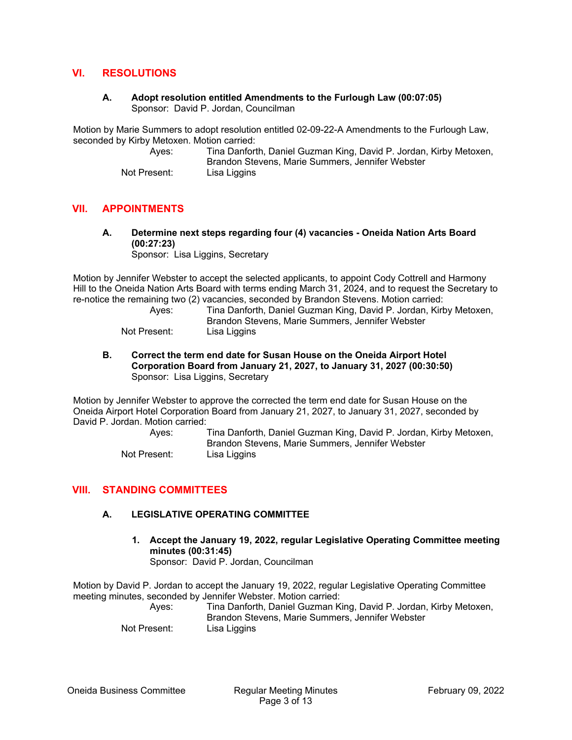## VI. RESOLUTIONS

### A. Adopt resolution entitled Amendments to the Furlough Law (00:07:05)
Sponsor: David P. Jordan, Councilman

Motion by Marie Summers to adopt resolution entitled 02-09-22-A Amendments to the Furlough Law, seconded by Kirby Metoxen. Motion carried:

Ayes: Tina Danforth, Daniel Guzman King, David P. Jordan, Kirby Metoxen, Brandon Stevens, Marie Summers, Jennifer Webster
Not Present: Lisa Liggins

## VII. APPOINTMENTS

### A. Determine next steps regarding four (4) vacancies - Oneida Nation Arts Board (00:27:23)
Sponsor: Lisa Liggins, Secretary

Motion by Jennifer Webster to accept the selected applicants, to appoint Cody Cottrell and Harmony Hill to the Oneida Nation Arts Board with terms ending March 31, 2024, and to request the Secretary to re-notice the remaining two (2) vacancies, seconded by Brandon Stevens. Motion carried:

Ayes: Tina Danforth, Daniel Guzman King, David P. Jordan, Kirby Metoxen, Brandon Stevens, Marie Summers, Jennifer Webster
Not Present: Lisa Liggins

### B. Correct the term end date for Susan House on the Oneida Airport Hotel Corporation Board from January 21, 2027, to January 31, 2027 (00:30:50)
Sponsor: Lisa Liggins, Secretary

Motion by Jennifer Webster to approve the corrected the term end date for Susan House on the Oneida Airport Hotel Corporation Board from January 21, 2027, to January 31, 2027, seconded by David P. Jordan. Motion carried:

Ayes: Tina Danforth, Daniel Guzman King, David P. Jordan, Kirby Metoxen, Brandon Stevens, Marie Summers, Jennifer Webster
Not Present: Lisa Liggins

## VIII. STANDING COMMITTEES

### A. LEGISLATIVE OPERATING COMMITTEE

#### 1. Accept the January 19, 2022, regular Legislative Operating Committee meeting minutes (00:31:45)
Sponsor: David P. Jordan, Councilman

Motion by David P. Jordan to accept the January 19, 2022, regular Legislative Operating Committee meeting minutes, seconded by Jennifer Webster. Motion carried:

Ayes: Tina Danforth, Daniel Guzman King, David P. Jordan, Kirby Metoxen, Brandon Stevens, Marie Summers, Jennifer Webster
Not Present: Lisa Liggins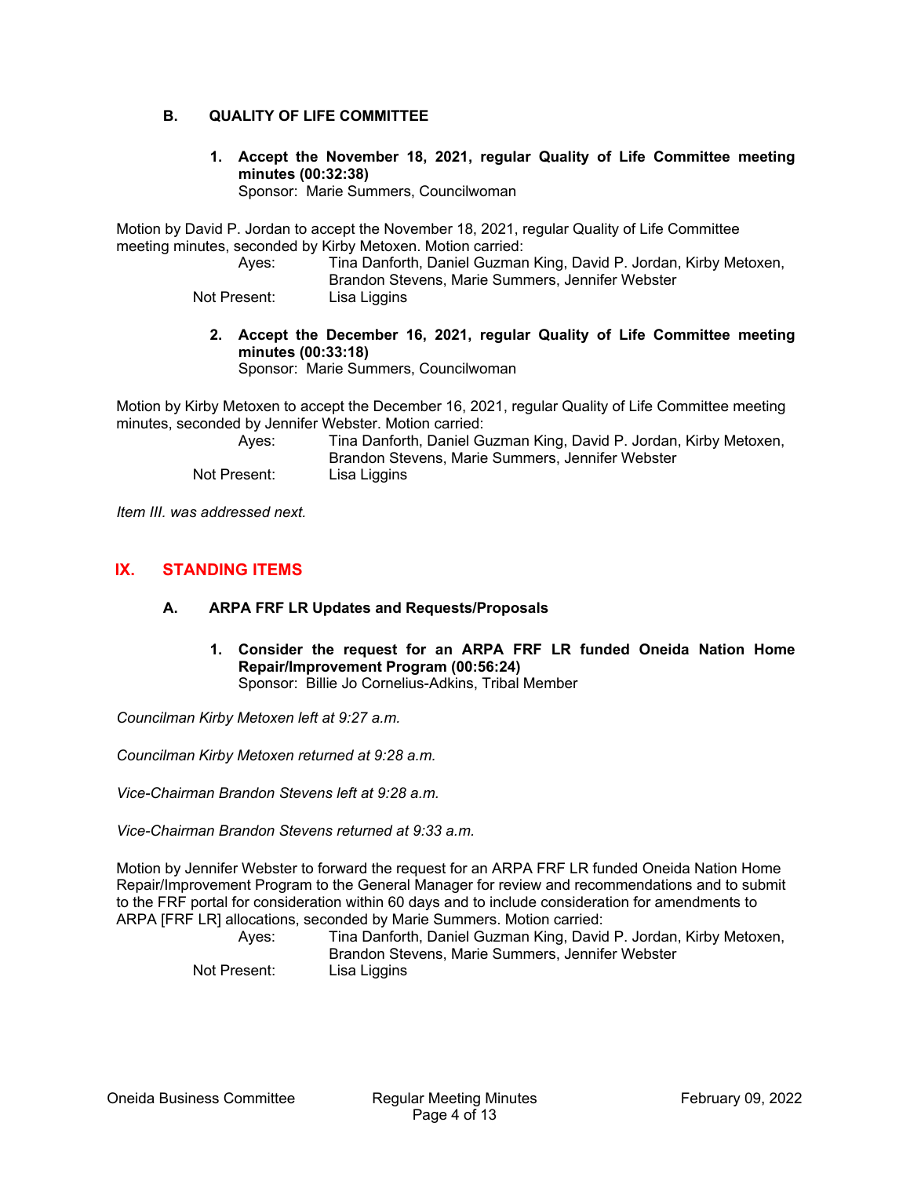### B. QUALITY OF LIFE COMMITTEE

**1. Accept the November 18, 2021, regular Quality of Life Committee meeting minutes (00:32:38)**
Sponsor: Marie Summers, Councilwoman

Motion by David P. Jordan to accept the November 18, 2021, regular Quality of Life Committee meeting minutes, seconded by Kirby Metoxen. Motion carried:

Ayes: Tina Danforth, Daniel Guzman King, David P. Jordan, Kirby Metoxen, Brandon Stevens, Marie Summers, Jennifer Webster
Not Present: Lisa Liggins

**2. Accept the December 16, 2021, regular Quality of Life Committee meeting minutes (00:33:18)**
Sponsor: Marie Summers, Councilwoman

Motion by Kirby Metoxen to accept the December 16, 2021, regular Quality of Life Committee meeting minutes, seconded by Jennifer Webster. Motion carried:

Ayes: Tina Danforth, Daniel Guzman King, David P. Jordan, Kirby Metoxen, Brandon Stevens, Marie Summers, Jennifer Webster
Not Present: Lisa Liggins

*Item III. was addressed next.*

## IX. STANDING ITEMS

### A. ARPA FRF LR Updates and Requests/Proposals

**1. Consider the request for an ARPA FRF LR funded Oneida Nation Home Repair/Improvement Program (00:56:24)**
Sponsor: Billie Jo Cornelius-Adkins, Tribal Member

*Councilman Kirby Metoxen left at 9:27 a.m.*

*Councilman Kirby Metoxen returned at 9:28 a.m.*

*Vice-Chairman Brandon Stevens left at 9:28 a.m.*

*Vice-Chairman Brandon Stevens returned at 9:33 a.m.*

Motion by Jennifer Webster to forward the request for an ARPA FRF LR funded Oneida Nation Home Repair/Improvement Program to the General Manager for review and recommendations and to submit to the FRF portal for consideration within 60 days and to include consideration for amendments to ARPA [FRF LR] allocations, seconded by Marie Summers. Motion carried:

Ayes: Tina Danforth, Daniel Guzman King, David P. Jordan, Kirby Metoxen, Brandon Stevens, Marie Summers, Jennifer Webster
Not Present: Lisa Liggins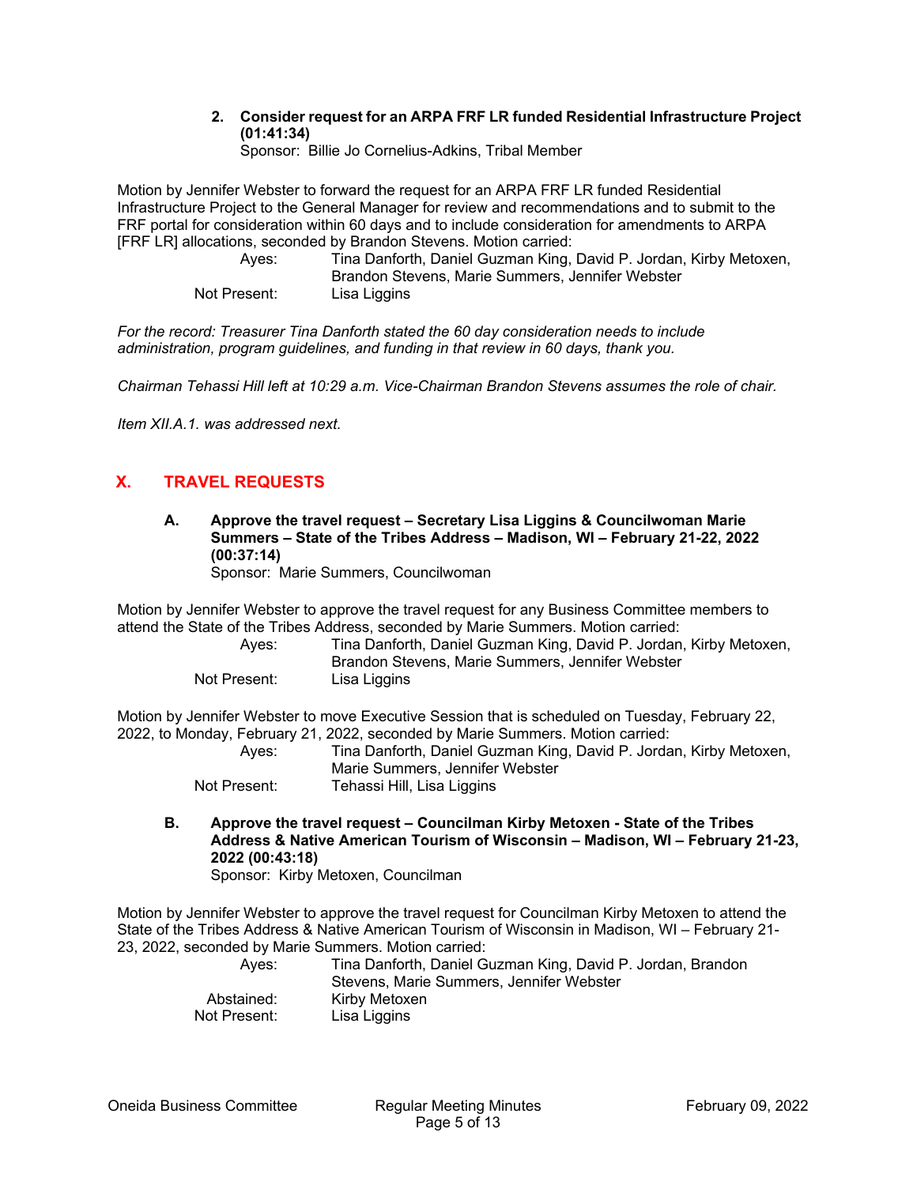**2. Consider request for an ARPA FRF LR funded Residential Infrastructure Project (01:41:34)**
Sponsor: Billie Jo Cornelius-Adkins, Tribal Member

Motion by Jennifer Webster to forward the request for an ARPA FRF LR funded Residential Infrastructure Project to the General Manager for review and recommendations and to submit to the FRF portal for consideration within 60 days and to include consideration for amendments to ARPA [FRF LR] allocations, seconded by Brandon Stevens. Motion carried:

| | |
|---|---|
| Ayes: | Tina Danforth, Daniel Guzman King, David P. Jordan, Kirby Metoxen, Brandon Stevens, Marie Summers, Jennifer Webster |
| Not Present: | Lisa Liggins |

*For the record: Treasurer Tina Danforth stated the 60 day consideration needs to include administration, program guidelines, and funding in that review in 60 days, thank you.*

*Chairman Tehassi Hill left at 10:29 a.m. Vice-Chairman Brandon Stevens assumes the role of chair.*

*Item XII.A.1. was addressed next.*

## X. TRAVEL REQUESTS

**A. Approve the travel request – Secretary Lisa Liggins & Councilwoman Marie Summers – State of the Tribes Address – Madison, WI – February 21-22, 2022 (00:37:14)**
Sponsor: Marie Summers, Councilwoman

Motion by Jennifer Webster to approve the travel request for any Business Committee members to attend the State of the Tribes Address, seconded by Marie Summers. Motion carried:

| | |
|---|---|
| Ayes: | Tina Danforth, Daniel Guzman King, David P. Jordan, Kirby Metoxen, Brandon Stevens, Marie Summers, Jennifer Webster |
| Not Present: | Lisa Liggins |

Motion by Jennifer Webster to move Executive Session that is scheduled on Tuesday, February 22, 2022, to Monday, February 21, 2022, seconded by Marie Summers. Motion carried:

| | |
|---|---|
| Ayes: | Tina Danforth, Daniel Guzman King, David P. Jordan, Kirby Metoxen, Marie Summers, Jennifer Webster |
| Not Present: | Tehassi Hill, Lisa Liggins |

**B. Approve the travel request – Councilman Kirby Metoxen - State of the Tribes Address & Native American Tourism of Wisconsin – Madison, WI – February 21-23, 2022 (00:43:18)**
Sponsor: Kirby Metoxen, Councilman

Motion by Jennifer Webster to approve the travel request for Councilman Kirby Metoxen to attend the State of the Tribes Address & Native American Tourism of Wisconsin in Madison, WI – February 21-23, 2022, seconded by Marie Summers. Motion carried:

| | |
|---|---|
| Ayes: | Tina Danforth, Daniel Guzman King, David P. Jordan, Brandon Stevens, Marie Summers, Jennifer Webster |
| Abstained: | Kirby Metoxen |
| Not Present: | Lisa Liggins |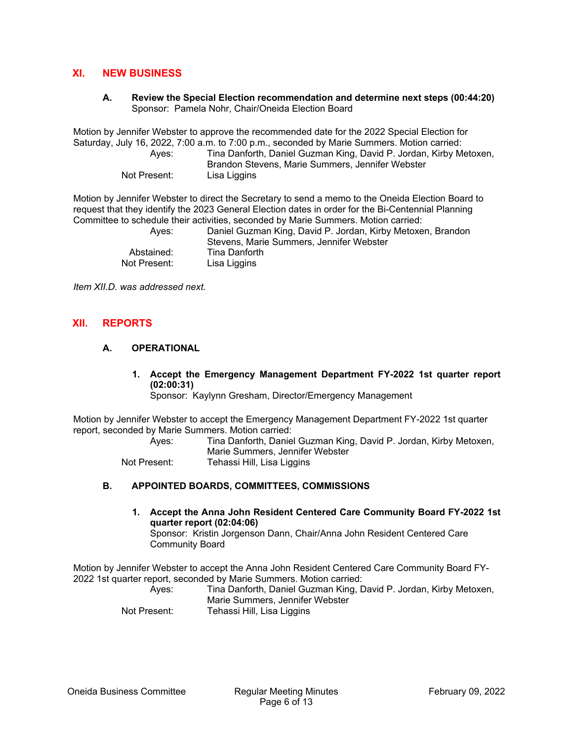## XI. NEW BUSINESS

### A. Review the Special Election recommendation and determine next steps (00:44:20)

Sponsor: Pamela Nohr, Chair/Oneida Election Board

Motion by Jennifer Webster to approve the recommended date for the 2022 Special Election for Saturday, July 16, 2022, 7:00 a.m. to 7:00 p.m., seconded by Marie Summers. Motion carried:

| | |
|---|---|
| Ayes: | Tina Danforth, Daniel Guzman King, David P. Jordan, Kirby Metoxen, Brandon Stevens, Marie Summers, Jennifer Webster |
| Not Present: | Lisa Liggins |

Motion by Jennifer Webster to direct the Secretary to send a memo to the Oneida Election Board to request that they identify the 2023 General Election dates in order for the Bi-Centennial Planning Committee to schedule their activities, seconded by Marie Summers. Motion carried:

| | |
|---|---|
| Ayes: | Daniel Guzman King, David P. Jordan, Kirby Metoxen, Brandon Stevens, Marie Summers, Jennifer Webster |
| Abstained: | Tina Danforth |
| Not Present: | Lisa Liggins |

*Item XII.D. was addressed next.*

## XII. REPORTS

### A. OPERATIONAL

1. **Accept the Emergency Management Department FY-2022 1st quarter report (02:00:31)**
   Sponsor: Kaylynn Gresham, Director/Emergency Management

Motion by Jennifer Webster to accept the Emergency Management Department FY-2022 1st quarter report, seconded by Marie Summers. Motion carried:

| | |
|---|---|
| Ayes: | Tina Danforth, Daniel Guzman King, David P. Jordan, Kirby Metoxen, Marie Summers, Jennifer Webster |
| Not Present: | Tehassi Hill, Lisa Liggins |

### B. APPOINTED BOARDS, COMMITTEES, COMMISSIONS

1. **Accept the Anna John Resident Centered Care Community Board FY-2022 1st quarter report (02:04:06)**
   Sponsor: Kristin Jorgenson Dann, Chair/Anna John Resident Centered Care Community Board

Motion by Jennifer Webster to accept the Anna John Resident Centered Care Community Board FY-2022 1st quarter report, seconded by Marie Summers. Motion carried:

| | |
|---|---|
| Ayes: | Tina Danforth, Daniel Guzman King, David P. Jordan, Kirby Metoxen, Marie Summers, Jennifer Webster |
| Not Present: | Tehassi Hill, Lisa Liggins |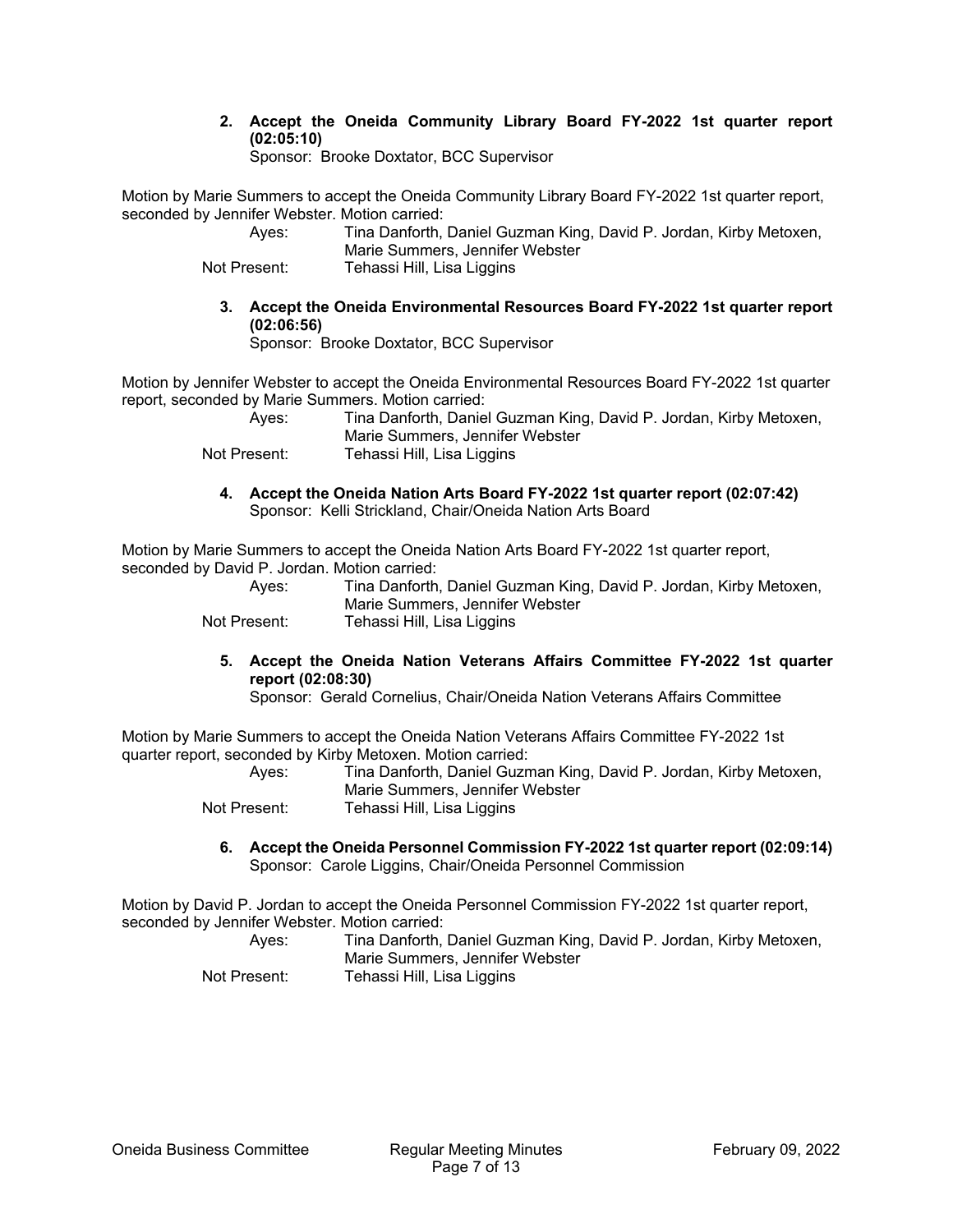2. **Accept the Oneida Community Library Board FY-2022 1st quarter report (02:05:10)**
   Sponsor: Brooke Doxtator, BCC Supervisor

Motion by Marie Summers to accept the Oneida Community Library Board FY-2022 1st quarter report, seconded by Jennifer Webster. Motion carried:

Ayes: Tina Danforth, Daniel Guzman King, David P. Jordan, Kirby Metoxen, Marie Summers, Jennifer Webster
Not Present: Tehassi Hill, Lisa Liggins

3. **Accept the Oneida Environmental Resources Board FY-2022 1st quarter report (02:06:56)**
   Sponsor: Brooke Doxtator, BCC Supervisor

Motion by Jennifer Webster to accept the Oneida Environmental Resources Board FY-2022 1st quarter report, seconded by Marie Summers. Motion carried:

Ayes: Tina Danforth, Daniel Guzman King, David P. Jordan, Kirby Metoxen, Marie Summers, Jennifer Webster
Not Present: Tehassi Hill, Lisa Liggins

4. **Accept the Oneida Nation Arts Board FY-2022 1st quarter report (02:07:42)**
   Sponsor: Kelli Strickland, Chair/Oneida Nation Arts Board

Motion by Marie Summers to accept the Oneida Nation Arts Board FY-2022 1st quarter report, seconded by David P. Jordan. Motion carried:

Ayes: Tina Danforth, Daniel Guzman King, David P. Jordan, Kirby Metoxen, Marie Summers, Jennifer Webster
Not Present: Tehassi Hill, Lisa Liggins

5. **Accept the Oneida Nation Veterans Affairs Committee FY-2022 1st quarter report (02:08:30)**
   Sponsor: Gerald Cornelius, Chair/Oneida Nation Veterans Affairs Committee

Motion by Marie Summers to accept the Oneida Nation Veterans Affairs Committee FY-2022 1st quarter report, seconded by Kirby Metoxen. Motion carried:

Ayes: Tina Danforth, Daniel Guzman King, David P. Jordan, Kirby Metoxen, Marie Summers, Jennifer Webster
Not Present: Tehassi Hill, Lisa Liggins

6. **Accept the Oneida Personnel Commission FY-2022 1st quarter report (02:09:14)**
   Sponsor: Carole Liggins, Chair/Oneida Personnel Commission

Motion by David P. Jordan to accept the Oneida Personnel Commission FY-2022 1st quarter report, seconded by Jennifer Webster. Motion carried:

Ayes: Tina Danforth, Daniel Guzman King, David P. Jordan, Kirby Metoxen, Marie Summers, Jennifer Webster
Not Present: Tehassi Hill, Lisa Liggins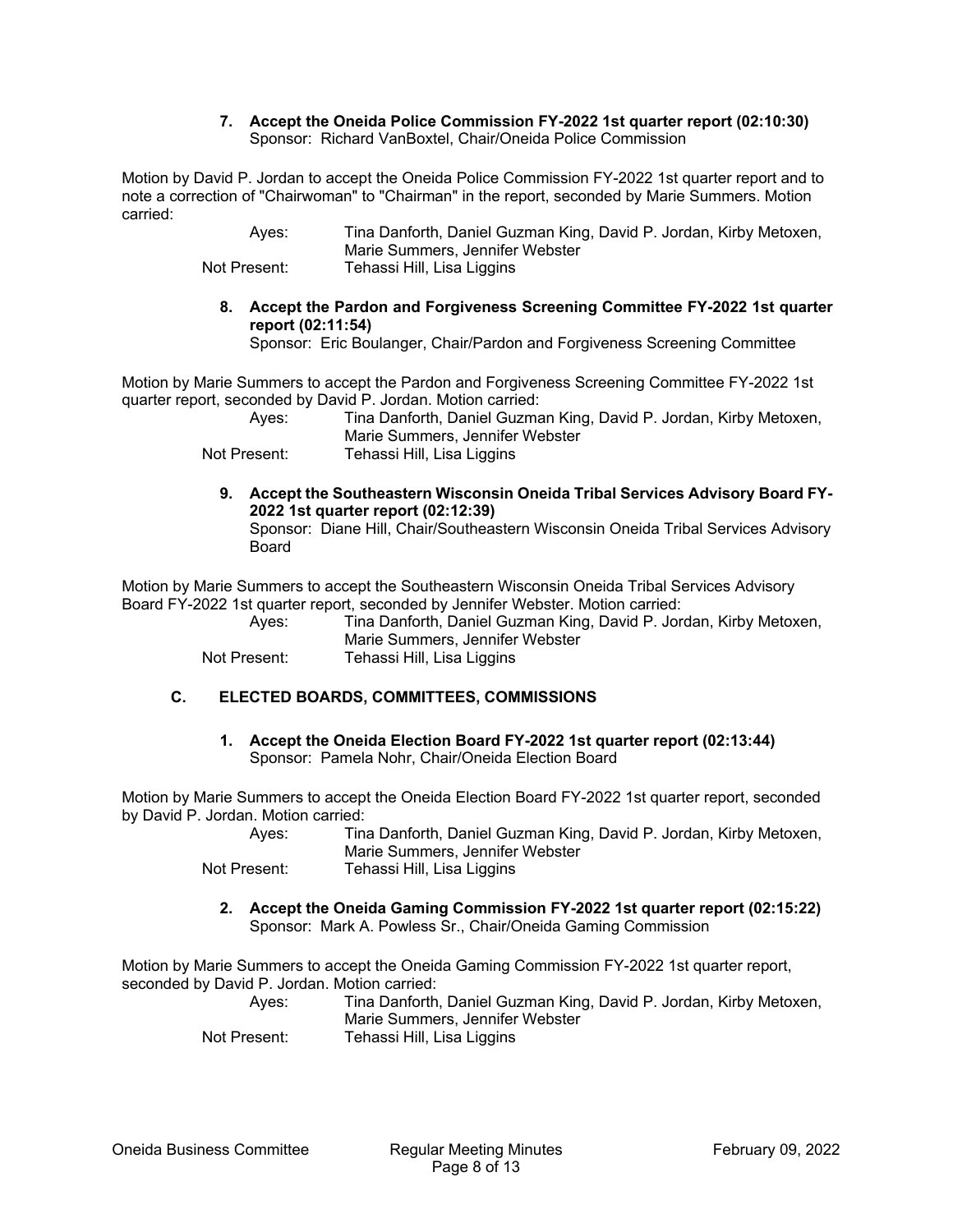**7. Accept the Oneida Police Commission FY-2022 1st quarter report (02:10:30)**
Sponsor: Richard VanBoxtel, Chair/Oneida Police Commission

Motion by David P. Jordan to accept the Oneida Police Commission FY-2022 1st quarter report and to note a correction of "Chairwoman" to "Chairman" in the report, seconded by Marie Summers. Motion carried:

Ayes: Tina Danforth, Daniel Guzman King, David P. Jordan, Kirby Metoxen, Marie Summers, Jennifer Webster
Not Present: Tehassi Hill, Lisa Liggins

**8. Accept the Pardon and Forgiveness Screening Committee FY-2022 1st quarter report (02:11:54)**
Sponsor: Eric Boulanger, Chair/Pardon and Forgiveness Screening Committee

Motion by Marie Summers to accept the Pardon and Forgiveness Screening Committee FY-2022 1st quarter report, seconded by David P. Jordan. Motion carried:

Ayes: Tina Danforth, Daniel Guzman King, David P. Jordan, Kirby Metoxen, Marie Summers, Jennifer Webster
Not Present: Tehassi Hill, Lisa Liggins

**9. Accept the Southeastern Wisconsin Oneida Tribal Services Advisory Board FY-2022 1st quarter report (02:12:39)**
Sponsor: Diane Hill, Chair/Southeastern Wisconsin Oneida Tribal Services Advisory Board

Motion by Marie Summers to accept the Southeastern Wisconsin Oneida Tribal Services Advisory Board FY-2022 1st quarter report, seconded by Jennifer Webster. Motion carried:

Ayes: Tina Danforth, Daniel Guzman King, David P. Jordan, Kirby Metoxen, Marie Summers, Jennifer Webster
Not Present: Tehassi Hill, Lisa Liggins

## C. ELECTED BOARDS, COMMITTEES, COMMISSIONS

**1. Accept the Oneida Election Board FY-2022 1st quarter report (02:13:44)**
Sponsor: Pamela Nohr, Chair/Oneida Election Board

Motion by Marie Summers to accept the Oneida Election Board FY-2022 1st quarter report, seconded by David P. Jordan. Motion carried:

Ayes: Tina Danforth, Daniel Guzman King, David P. Jordan, Kirby Metoxen, Marie Summers, Jennifer Webster
Not Present: Tehassi Hill, Lisa Liggins

**2. Accept the Oneida Gaming Commission FY-2022 1st quarter report (02:15:22)**
Sponsor: Mark A. Powless Sr., Chair/Oneida Gaming Commission

Motion by Marie Summers to accept the Oneida Gaming Commission FY-2022 1st quarter report, seconded by David P. Jordan. Motion carried:

Ayes: Tina Danforth, Daniel Guzman King, David P. Jordan, Kirby Metoxen, Marie Summers, Jennifer Webster
Not Present: Tehassi Hill, Lisa Liggins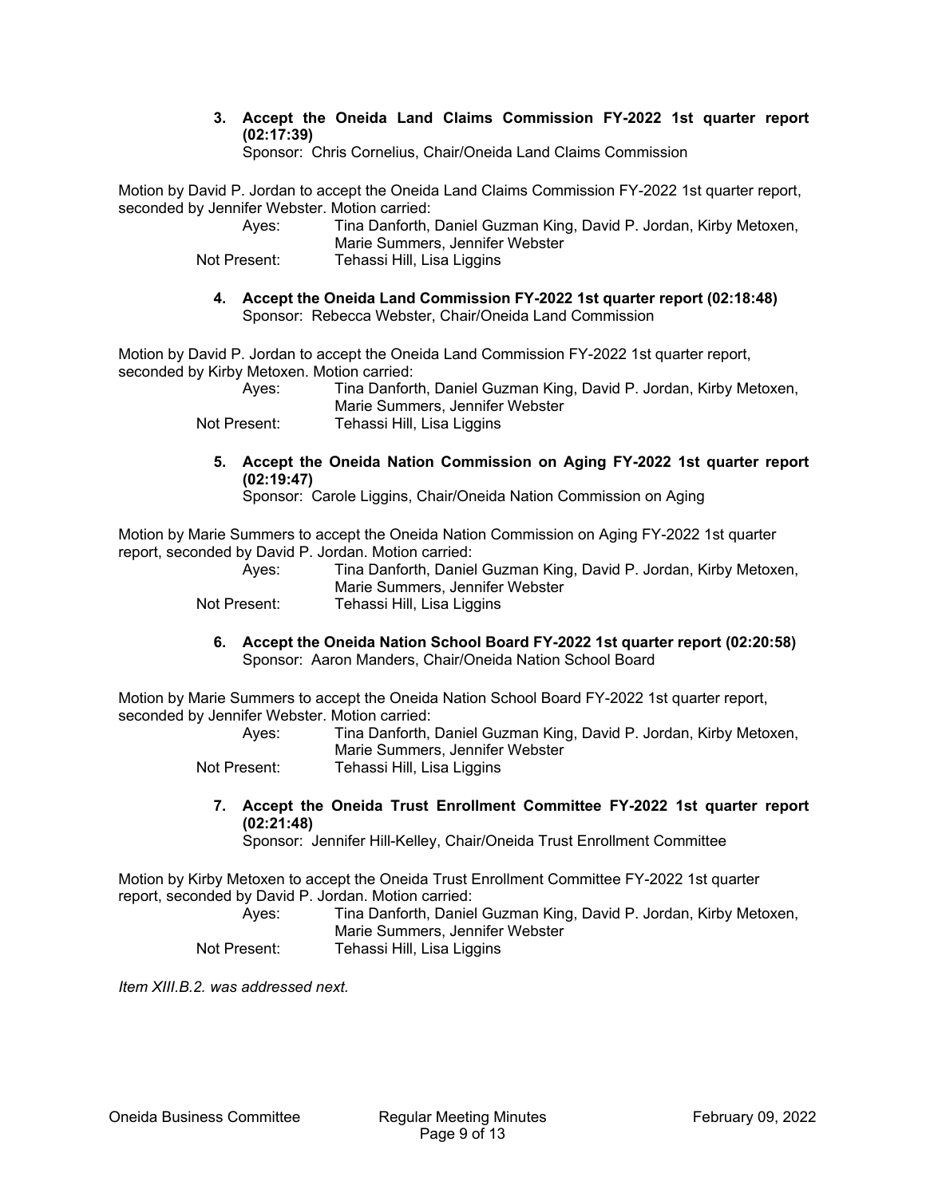3. **Accept the Oneida Land Claims Commission FY-2022 1st quarter report (02:17:39)**
   Sponsor: Chris Cornelius, Chair/Oneida Land Claims Commission

Motion by David P. Jordan to accept the Oneida Land Claims Commission FY-2022 1st quarter report, seconded by Jennifer Webster. Motion carried:

Ayes: Tina Danforth, Daniel Guzman King, David P. Jordan, Kirby Metoxen, Marie Summers, Jennifer Webster
Not Present: Tehassi Hill, Lisa Liggins

4. **Accept the Oneida Land Commission FY-2022 1st quarter report (02:18:48)**
   Sponsor: Rebecca Webster, Chair/Oneida Land Commission

Motion by David P. Jordan to accept the Oneida Land Commission FY-2022 1st quarter report, seconded by Kirby Metoxen. Motion carried:

Ayes: Tina Danforth, Daniel Guzman King, David P. Jordan, Kirby Metoxen, Marie Summers, Jennifer Webster
Not Present: Tehassi Hill, Lisa Liggins

5. **Accept the Oneida Nation Commission on Aging FY-2022 1st quarter report (02:19:47)**
   Sponsor: Carole Liggins, Chair/Oneida Nation Commission on Aging

Motion by Marie Summers to accept the Oneida Nation Commission on Aging FY-2022 1st quarter report, seconded by David P. Jordan. Motion carried:

Ayes: Tina Danforth, Daniel Guzman King, David P. Jordan, Kirby Metoxen, Marie Summers, Jennifer Webster
Not Present: Tehassi Hill, Lisa Liggins

6. **Accept the Oneida Nation School Board FY-2022 1st quarter report (02:20:58)**
   Sponsor: Aaron Manders, Chair/Oneida Nation School Board

Motion by Marie Summers to accept the Oneida Nation School Board FY-2022 1st quarter report, seconded by Jennifer Webster. Motion carried:

Ayes: Tina Danforth, Daniel Guzman King, David P. Jordan, Kirby Metoxen, Marie Summers, Jennifer Webster
Not Present: Tehassi Hill, Lisa Liggins

7. **Accept the Oneida Trust Enrollment Committee FY-2022 1st quarter report (02:21:48)**
   Sponsor: Jennifer Hill-Kelley, Chair/Oneida Trust Enrollment Committee

Motion by Kirby Metoxen to accept the Oneida Trust Enrollment Committee FY-2022 1st quarter report, seconded by David P. Jordan. Motion carried:

Ayes: Tina Danforth, Daniel Guzman King, David P. Jordan, Kirby Metoxen, Marie Summers, Jennifer Webster
Not Present: Tehassi Hill, Lisa Liggins

*Item XIII.B.2. was addressed next.*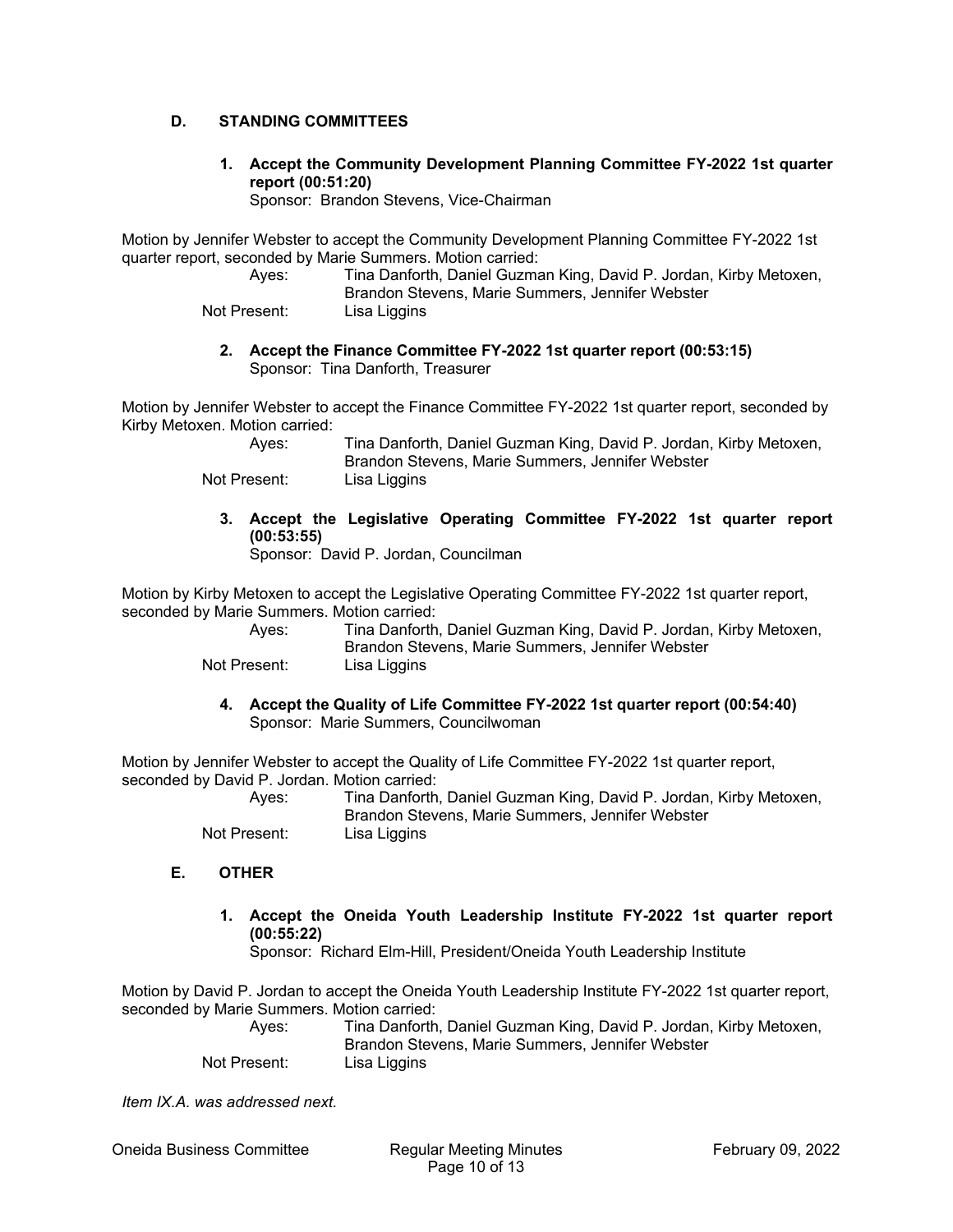## D. STANDING COMMITTEES

**1. Accept the Community Development Planning Committee FY-2022 1st quarter report (00:51:20)**
Sponsor: Brandon Stevens, Vice-Chairman

Motion by Jennifer Webster to accept the Community Development Planning Committee FY-2022 1st quarter report, seconded by Marie Summers. Motion carried:

Ayes: Tina Danforth, Daniel Guzman King, David P. Jordan, Kirby Metoxen, Brandon Stevens, Marie Summers, Jennifer Webster
Not Present: Lisa Liggins

**2. Accept the Finance Committee FY-2022 1st quarter report (00:53:15)**
Sponsor: Tina Danforth, Treasurer

Motion by Jennifer Webster to accept the Finance Committee FY-2022 1st quarter report, seconded by Kirby Metoxen. Motion carried:

Ayes: Tina Danforth, Daniel Guzman King, David P. Jordan, Kirby Metoxen, Brandon Stevens, Marie Summers, Jennifer Webster
Not Present: Lisa Liggins

**3. Accept the Legislative Operating Committee FY-2022 1st quarter report (00:53:55)**
Sponsor: David P. Jordan, Councilman

Motion by Kirby Metoxen to accept the Legislative Operating Committee FY-2022 1st quarter report, seconded by Marie Summers. Motion carried:

Ayes: Tina Danforth, Daniel Guzman King, David P. Jordan, Kirby Metoxen, Brandon Stevens, Marie Summers, Jennifer Webster
Not Present: Lisa Liggins

**4. Accept the Quality of Life Committee FY-2022 1st quarter report (00:54:40)**
Sponsor: Marie Summers, Councilwoman

Motion by Jennifer Webster to accept the Quality of Life Committee FY-2022 1st quarter report, seconded by David P. Jordan. Motion carried:

Ayes: Tina Danforth, Daniel Guzman King, David P. Jordan, Kirby Metoxen, Brandon Stevens, Marie Summers, Jennifer Webster
Not Present: Lisa Liggins

## E. OTHER

**1. Accept the Oneida Youth Leadership Institute FY-2022 1st quarter report (00:55:22)**
Sponsor: Richard Elm-Hill, President/Oneida Youth Leadership Institute

Motion by David P. Jordan to accept the Oneida Youth Leadership Institute FY-2022 1st quarter report, seconded by Marie Summers. Motion carried:

Ayes: Tina Danforth, Daniel Guzman King, David P. Jordan, Kirby Metoxen, Brandon Stevens, Marie Summers, Jennifer Webster
Not Present: Lisa Liggins

*Item IX.A. was addressed next.*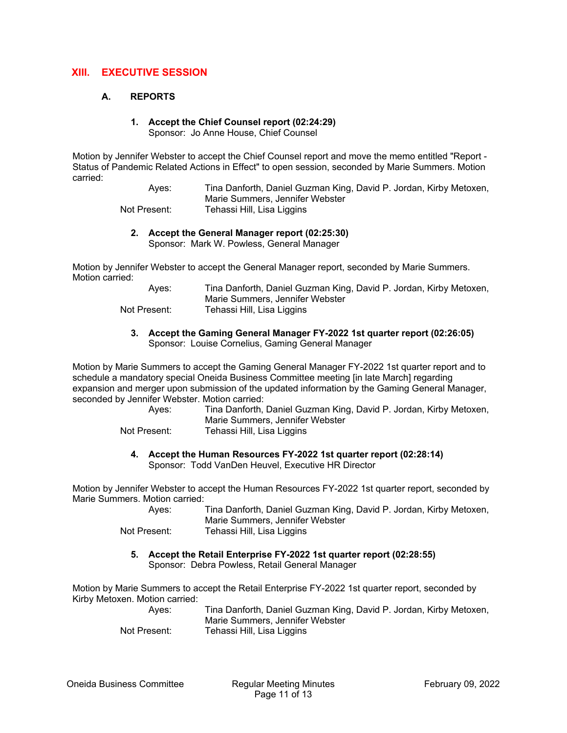## XIII. EXECUTIVE SESSION

### A. REPORTS

**1. Accept the Chief Counsel report (02:24:29)**
Sponsor: Jo Anne House, Chief Counsel

Motion by Jennifer Webster to accept the Chief Counsel report and move the memo entitled "Report - Status of Pandemic Related Actions in Effect" to open session, seconded by Marie Summers. Motion carried:

Ayes: Tina Danforth, Daniel Guzman King, David P. Jordan, Kirby Metoxen, Marie Summers, Jennifer Webster
Not Present: Tehassi Hill, Lisa Liggins

**2. Accept the General Manager report (02:25:30)**
Sponsor: Mark W. Powless, General Manager

Motion by Jennifer Webster to accept the General Manager report, seconded by Marie Summers. Motion carried:

Ayes: Tina Danforth, Daniel Guzman King, David P. Jordan, Kirby Metoxen, Marie Summers, Jennifer Webster
Not Present: Tehassi Hill, Lisa Liggins

**3. Accept the Gaming General Manager FY-2022 1st quarter report (02:26:05)**
Sponsor: Louise Cornelius, Gaming General Manager

Motion by Marie Summers to accept the Gaming General Manager FY-2022 1st quarter report and to schedule a mandatory special Oneida Business Committee meeting [in late March] regarding expansion and merger upon submission of the updated information by the Gaming General Manager, seconded by Jennifer Webster. Motion carried:

Ayes: Tina Danforth, Daniel Guzman King, David P. Jordan, Kirby Metoxen, Marie Summers, Jennifer Webster
Not Present: Tehassi Hill, Lisa Liggins

**4. Accept the Human Resources FY-2022 1st quarter report (02:28:14)**
Sponsor: Todd VanDen Heuvel, Executive HR Director

Motion by Jennifer Webster to accept the Human Resources FY-2022 1st quarter report, seconded by Marie Summers. Motion carried:

Ayes: Tina Danforth, Daniel Guzman King, David P. Jordan, Kirby Metoxen, Marie Summers, Jennifer Webster
Not Present: Tehassi Hill, Lisa Liggins

**5. Accept the Retail Enterprise FY-2022 1st quarter report (02:28:55)**
Sponsor: Debra Powless, Retail General Manager

Motion by Marie Summers to accept the Retail Enterprise FY-2022 1st quarter report, seconded by Kirby Metoxen. Motion carried:

Ayes: Tina Danforth, Daniel Guzman King, David P. Jordan, Kirby Metoxen, Marie Summers, Jennifer Webster
Not Present: Tehassi Hill, Lisa Liggins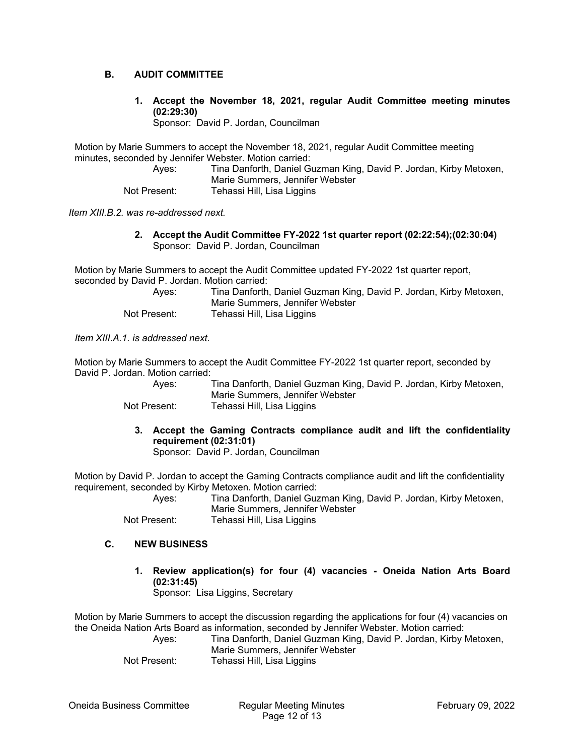## B. AUDIT COMMITTEE

### 1. Accept the November 18, 2021, regular Audit Committee meeting minutes (02:29:30)

Sponsor: David P. Jordan, Councilman

Motion by Marie Summers to accept the November 18, 2021, regular Audit Committee meeting minutes, seconded by Jennifer Webster. Motion carried:

| | |
|---|---|
| Ayes: | Tina Danforth, Daniel Guzman King, David P. Jordan, Kirby Metoxen, Marie Summers, Jennifer Webster |
| Not Present: | Tehassi Hill, Lisa Liggins |

*Item XIII.B.2. was re-addressed next.*

### 2. Accept the Audit Committee FY-2022 1st quarter report (02:22:54);(02:30:04)

Sponsor: David P. Jordan, Councilman

Motion by Marie Summers to accept the Audit Committee updated FY-2022 1st quarter report, seconded by David P. Jordan. Motion carried:

| | |
|---|---|
| Ayes: | Tina Danforth, Daniel Guzman King, David P. Jordan, Kirby Metoxen, Marie Summers, Jennifer Webster |
| Not Present: | Tehassi Hill, Lisa Liggins |

*Item XIII.A.1. is addressed next.*

Motion by Marie Summers to accept the Audit Committee FY-2022 1st quarter report, seconded by David P. Jordan. Motion carried:

| | |
|---|---|
| Ayes: | Tina Danforth, Daniel Guzman King, David P. Jordan, Kirby Metoxen, Marie Summers, Jennifer Webster |
| Not Present: | Tehassi Hill, Lisa Liggins |

### 3. Accept the Gaming Contracts compliance audit and lift the confidentiality requirement (02:31:01)

Sponsor: David P. Jordan, Councilman

Motion by David P. Jordan to accept the Gaming Contracts compliance audit and lift the confidentiality requirement, seconded by Kirby Metoxen. Motion carried:

| | |
|---|---|
| Ayes: | Tina Danforth, Daniel Guzman King, David P. Jordan, Kirby Metoxen, Marie Summers, Jennifer Webster |
| Not Present: | Tehassi Hill, Lisa Liggins |

## C. NEW BUSINESS

### 1. Review application(s) for four (4) vacancies - Oneida Nation Arts Board (02:31:45)

Sponsor: Lisa Liggins, Secretary

Motion by Marie Summers to accept the discussion regarding the applications for four (4) vacancies on the Oneida Nation Arts Board as information, seconded by Jennifer Webster. Motion carried:

| | |
|---|---|
| Ayes: | Tina Danforth, Daniel Guzman King, David P. Jordan, Kirby Metoxen, Marie Summers, Jennifer Webster |
| Not Present: | Tehassi Hill, Lisa Liggins |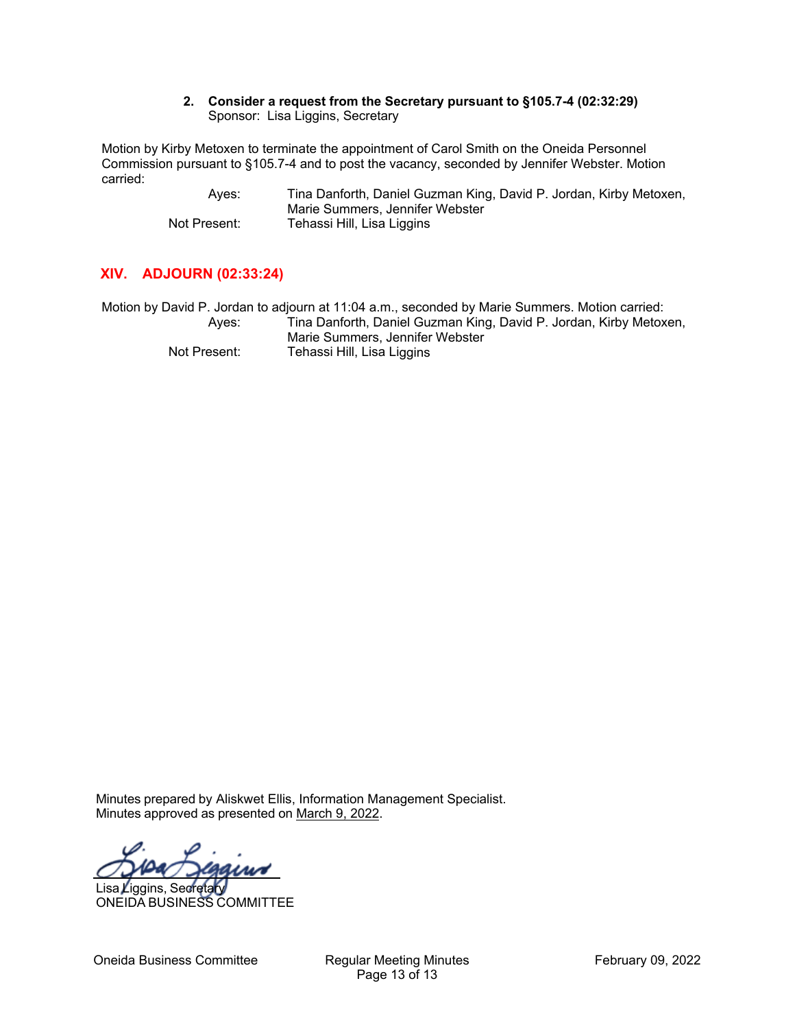**2. Consider a request from the Secretary pursuant to §105.7-4 (02:32:29)**
Sponsor: Lisa Liggins, Secretary

Motion by Kirby Metoxen to terminate the appointment of Carol Smith on the Oneida Personnel Commission pursuant to §105.7-4 and to post the vacancy, seconded by Jennifer Webster. Motion carried:

| | |
|---|---|
| Ayes: | Tina Danforth, Daniel Guzman King, David P. Jordan, Kirby Metoxen, Marie Summers, Jennifer Webster |
| Not Present: | Tehassi Hill, Lisa Liggins |

## XIV. ADJOURN (02:33:24)

Motion by David P. Jordan to adjourn at 11:04 a.m., seconded by Marie Summers. Motion carried:

| | |
|---|---|
| Ayes: | Tina Danforth, Daniel Guzman King, David P. Jordan, Kirby Metoxen, Marie Summers, Jennifer Webster |
| Not Present: | Tehassi Hill, Lisa Liggins |

Minutes prepared by Aliskwet Ellis, Information Management Specialist.
Minutes approved as presented on March 9, 2022.

Lisa Liggins, Secretary
ONEIDA BUSINESS COMMITTEE